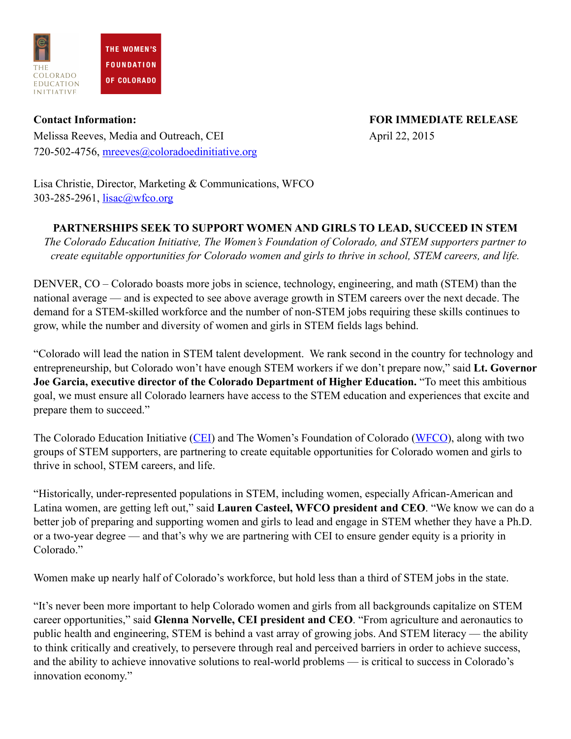THE COLORADO EDUCATION INITIATIVE

THE WOMEN'S FOUNDATION OF COLORADO

**Contact Information:**
Melissa Reeves, Media and Outreach, CEI
720-502-4756, [mreeves@coloradoedinitiative.org](mailto:mreeves@coloradoedinitiative.org)

Lisa Christie, Director, Marketing & Communications, WFCO
303-285-2961, [lisac@wfco.org](mailto:lisac@wfco.org)

**FOR IMMEDIATE RELEASE**
April 22, 2015

## PARTNERSHIPS SEEK TO SUPPORT WOMEN AND GIRLS TO LEAD, SUCCEED IN STEM

*The Colorado Education Initiative, The Women's Foundation of Colorado, and STEM supporters partner to create equitable opportunities for Colorado women and girls to thrive in school, STEM careers, and life.*

DENVER, CO – Colorado boasts more jobs in science, technology, engineering, and math (STEM) than the national average — and is expected to see above average growth in STEM careers over the next decade. The demand for a STEM-skilled workforce and the number of non-STEM jobs requiring these skills continues to grow, while the number and diversity of women and girls in STEM fields lags behind.

"Colorado will lead the nation in STEM talent development. We rank second in the country for technology and entrepreneurship, but Colorado won't have enough STEM workers if we don't prepare now," said **Lt. Governor Joe Garcia, executive director of the Colorado Department of Higher Education.** "To meet this ambitious goal, we must ensure all Colorado learners have access to the STEM education and experiences that excite and prepare them to succeed."

The Colorado Education Initiative (CEI) and The Women's Foundation of Colorado (WFCO), along with two groups of STEM supporters, are partnering to create equitable opportunities for Colorado women and girls to thrive in school, STEM careers, and life.

"Historically, under-represented populations in STEM, including women, especially African-American and Latina women, are getting left out," said **Lauren Casteel, WFCO president and CEO**. "We know we can do a better job of preparing and supporting women and girls to lead and engage in STEM whether they have a Ph.D. or a two-year degree — and that's why we are partnering with CEI to ensure gender equity is a priority in Colorado."

Women make up nearly half of Colorado's workforce, but hold less than a third of STEM jobs in the state.

"It's never been more important to help Colorado women and girls from all backgrounds capitalize on STEM career opportunities," said **Glenna Norvelle, CEI president and CEO**. "From agriculture and aeronautics to public health and engineering, STEM is behind a vast array of growing jobs. And STEM literacy — the ability to think critically and creatively, to persevere through real and perceived barriers in order to achieve success, and the ability to achieve innovative solutions to real-world problems — is critical to success in Colorado's innovation economy."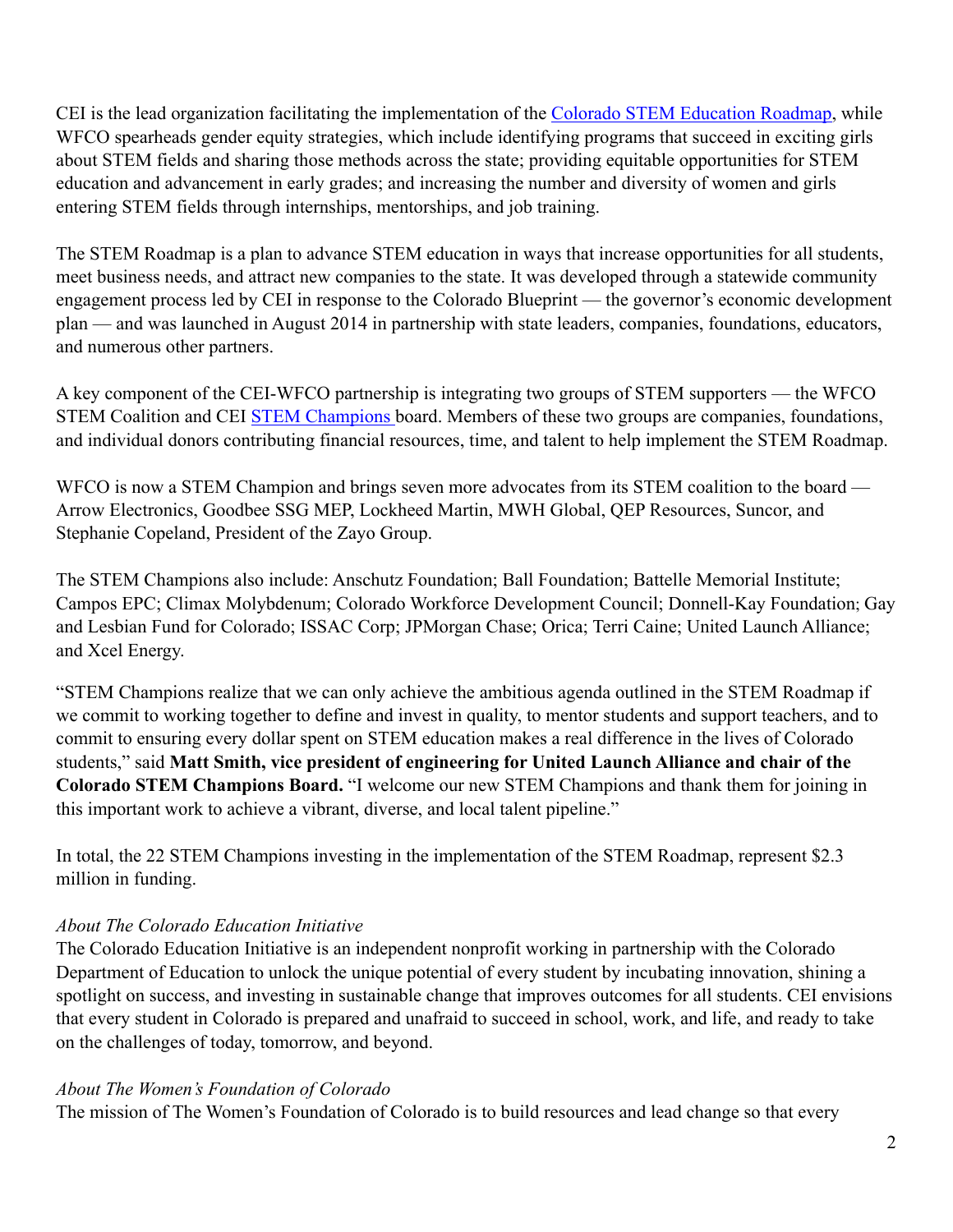CEI is the lead organization facilitating the implementation of the [Colorado STEM Education Roadmap](), while WFCO spearheads gender equity strategies, which include identifying programs that succeed in exciting girls about STEM fields and sharing those methods across the state; providing equitable opportunities for STEM education and advancement in early grades; and increasing the number and diversity of women and girls entering STEM fields through internships, mentorships, and job training.

The STEM Roadmap is a plan to advance STEM education in ways that increase opportunities for all students, meet business needs, and attract new companies to the state. It was developed through a statewide community engagement process led by CEI in response to the Colorado Blueprint — the governor's economic development plan — and was launched in August 2014 in partnership with state leaders, companies, foundations, educators, and numerous other partners.

A key component of the CEI-WFCO partnership is integrating two groups of STEM supporters — the WFCO STEM Coalition and CEI [STEM Champions]() board. Members of these two groups are companies, foundations, and individual donors contributing financial resources, time, and talent to help implement the STEM Roadmap.

WFCO is now a STEM Champion and brings seven more advocates from its STEM coalition to the board — Arrow Electronics, Goodbee SSG MEP, Lockheed Martin, MWH Global, QEP Resources, Suncor, and Stephanie Copeland, President of the Zayo Group.

The STEM Champions also include: Anschutz Foundation; Ball Foundation; Battelle Memorial Institute; Campos EPC; Climax Molybdenum; Colorado Workforce Development Council; Donnell-Kay Foundation; Gay and Lesbian Fund for Colorado; ISSAC Corp; JPMorgan Chase; Orica; Terri Caine; United Launch Alliance; and Xcel Energy.

"STEM Champions realize that we can only achieve the ambitious agenda outlined in the STEM Roadmap if we commit to working together to define and invest in quality, to mentor students and support teachers, and to commit to ensuring every dollar spent on STEM education makes a real difference in the lives of Colorado students," said **Matt Smith, vice president of engineering for United Launch Alliance and chair of the Colorado STEM Champions Board.** "I welcome our new STEM Champions and thank them for joining in this important work to achieve a vibrant, diverse, and local talent pipeline."

In total, the 22 STEM Champions investing in the implementation of the STEM Roadmap, represent $2.3 million in funding.

*About The Colorado Education Initiative*

The Colorado Education Initiative is an independent nonprofit working in partnership with the Colorado Department of Education to unlock the unique potential of every student by incubating innovation, shining a spotlight on success, and investing in sustainable change that improves outcomes for all students. CEI envisions that every student in Colorado is prepared and unafraid to succeed in school, work, and life, and ready to take on the challenges of today, tomorrow, and beyond.

*About The Women's Foundation of Colorado*

The mission of The Women's Foundation of Colorado is to build resources and lead change so that every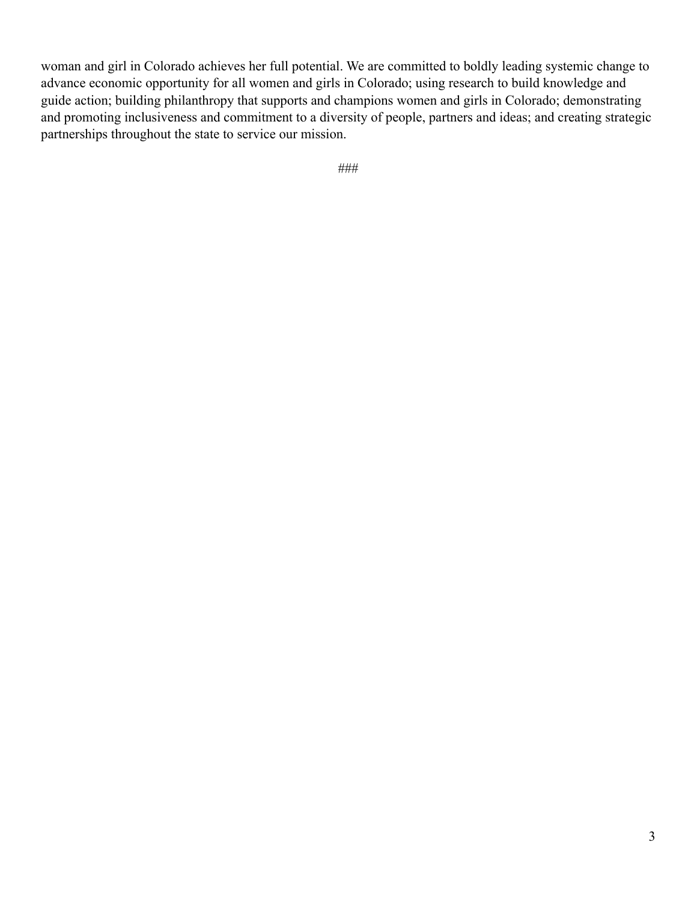woman and girl in Colorado achieves her full potential. We are committed to boldly leading systemic change to advance economic opportunity for all women and girls in Colorado; using research to build knowledge and guide action; building philanthropy that supports and champions women and girls in Colorado; demonstrating and promoting inclusiveness and commitment to a diversity of people, partners and ideas; and creating strategic partnerships throughout the state to service our mission.

###